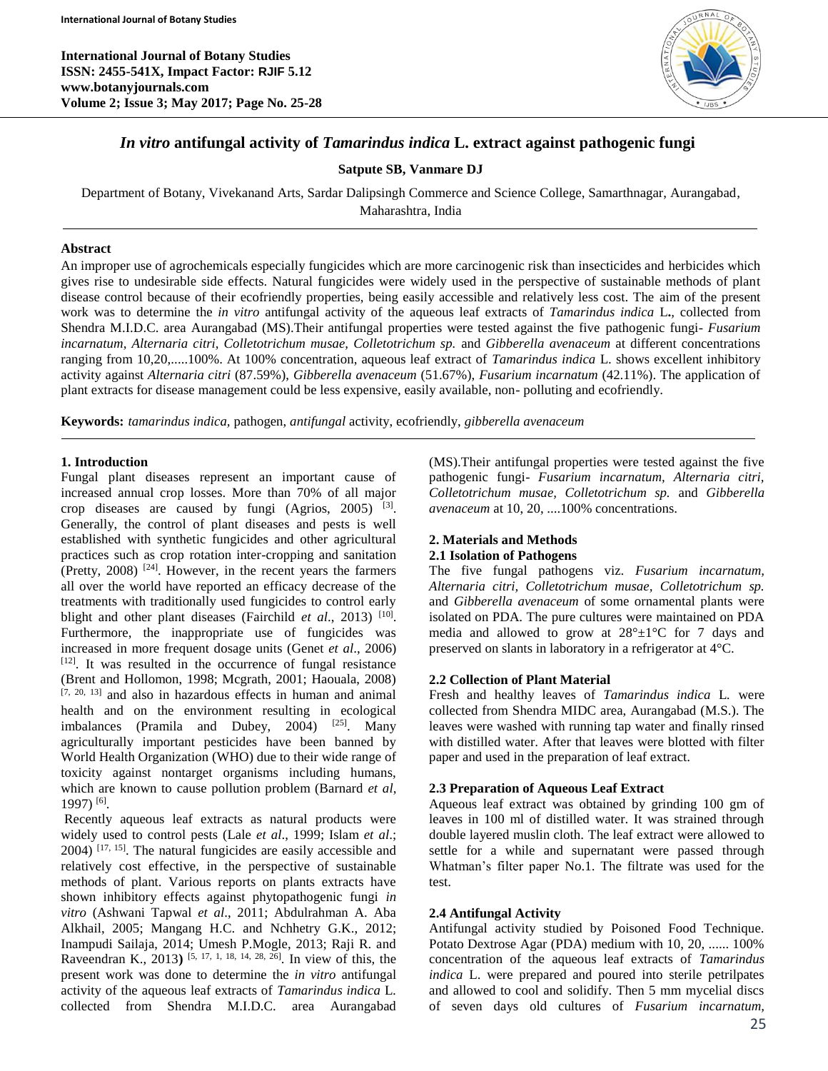# *In vitro* antifungal activity of *Tamarindus indica* L. extract against pathogenic fungi

**Satpute SB, Vanmare DJ**

Department of Botany, Vivekanand Arts, Sardar Dalipsingh Commerce and Science College, Samarthnagar, Aurangabad, Maharashtra, India

## Abstract

An improper use of agrochemicals especially fungicides which are more carcinogenic risk than insecticides and herbicides which gives rise to undesirable side effects. Natural fungicides were widely used in the perspective of sustainable methods of plant disease control because of their ecofriendly properties, being easily accessible and relatively less cost. The aim of the present work was to determine the *in vitro* antifungal activity of the aqueous leaf extracts of *Tamarindus indica* L., collected from Shendra M.I.D.C. area Aurangabad (MS).Their antifungal properties were tested against the five pathogenic fungi- *Fusarium incarnatum, Alternaria citri, Colletotrichum musae, Colletotrichum sp.* and *Gibberella avenaceum* at different concentrations ranging from 10,20,.....100%. At 100% concentration, aqueous leaf extract of *Tamarindus indica* L. shows excellent inhibitory activity against *Alternaria citri* (87.59%), *Gibberella avenaceum* (51.67%), *Fusarium incarnatum* (42.11%). The application of plant extracts for disease management could be less expensive, easily available, non- polluting and ecofriendly.

**Keywords:** *tamarindus indica*, pathogen, *antifungal* activity, ecofriendly, *gibberella avenaceum*

## 1. Introduction

Fungal plant diseases represent an important cause of increased annual crop losses. More than 70% of all major crop diseases are caused by fungi (Agrios, 2005) [3]. Generally, the control of plant diseases and pests is well established with synthetic fungicides and other agricultural practices such as crop rotation inter-cropping and sanitation (Pretty, 2008) [24]. However, in the recent years the farmers all over the world have reported an efficacy decrease of the treatments with traditionally used fungicides to control early blight and other plant diseases (Fairchild *et al*., 2013) [10]. Furthermore, the inappropriate use of fungicides was increased in more frequent dosage units (Genet *et al*., 2006) [12]. It was resulted in the occurrence of fungal resistance (Brent and Hollomon, 1998; Mcgrath, 2001; Haouala, 2008) [7, 20, 13] and also in hazardous effects in human and animal health and on the environment resulting in ecological imbalances (Pramila and Dubey, 2004) [25]. Many agriculturally important pesticides have been banned by World Health Organization (WHO) due to their wide range of toxicity against nontarget organisms including humans, which are known to cause pollution problem (Barnard *et al*, 1997) [6].

Recently aqueous leaf extracts as natural products were widely used to control pests (Lale *et al*., 1999; Islam *et al*.; 2004) [17, 15]. The natural fungicides are easily accessible and relatively cost effective, in the perspective of sustainable methods of plant. Various reports on plants extracts have shown inhibitory effects against phytopathogenic fungi *in vitro* (Ashwani Tapwal *et al*., 2011; Abdulrahman A. Aba Alkhail, 2005; Mangang H.C. and Nchhetry G.K., 2012; Inampudi Sailaja, 2014; Umesh P.Mogle, 2013; Raji R. and Raveendran K., 2013) [5, 17, 1, 18, 14, 28, 26]. In view of this, the present work was done to determine the *in vitro* antifungal activity of the aqueous leaf extracts of *Tamarindus indica* L. collected from Shendra M.I.D.C. area Aurangabad (MS).Their antifungal properties were tested against the five pathogenic fungi- *Fusarium incarnatum, Alternaria citri, Colletotrichum musae, Colletotrichum sp.* and *Gibberella avenaceum* at 10, 20, ....100% concentrations.

## 2. Materials and Methods

### 2.1 Isolation of Pathogens

The five fungal pathogens viz. *Fusarium incarnatum, Alternaria citri, Colletotrichum musae, Colletotrichum sp.* and *Gibberella avenaceum* of some ornamental plants were isolated on PDA. The pure cultures were maintained on PDA media and allowed to grow at 28°±1°C for 7 days and preserved on slants in laboratory in a refrigerator at 4°C.

### 2.2 Collection of Plant Material

Fresh and healthy leaves of *Tamarindus indica* L. were collected from Shendra MIDC area, Aurangabad (M.S.). The leaves were washed with running tap water and finally rinsed with distilled water. After that leaves were blotted with filter paper and used in the preparation of leaf extract.

### 2.3 Preparation of Aqueous Leaf Extract

Aqueous leaf extract was obtained by grinding 100 gm of leaves in 100 ml of distilled water. It was strained through double layered muslin cloth. The leaf extract were allowed to settle for a while and supernatant were passed through Whatman's filter paper No.1. The filtrate was used for the test.

### 2.4 Antifungal Activity

Antifungal activity studied by Poisoned Food Technique. Potato Dextrose Agar (PDA) medium with 10, 20, ...... 100% concentration of the aqueous leaf extracts of *Tamarindus indica* L. were prepared and poured into sterile petrilpates and allowed to cool and solidify. Then 5 mm mycelial discs of seven days old cultures of *Fusarium incarnatum*,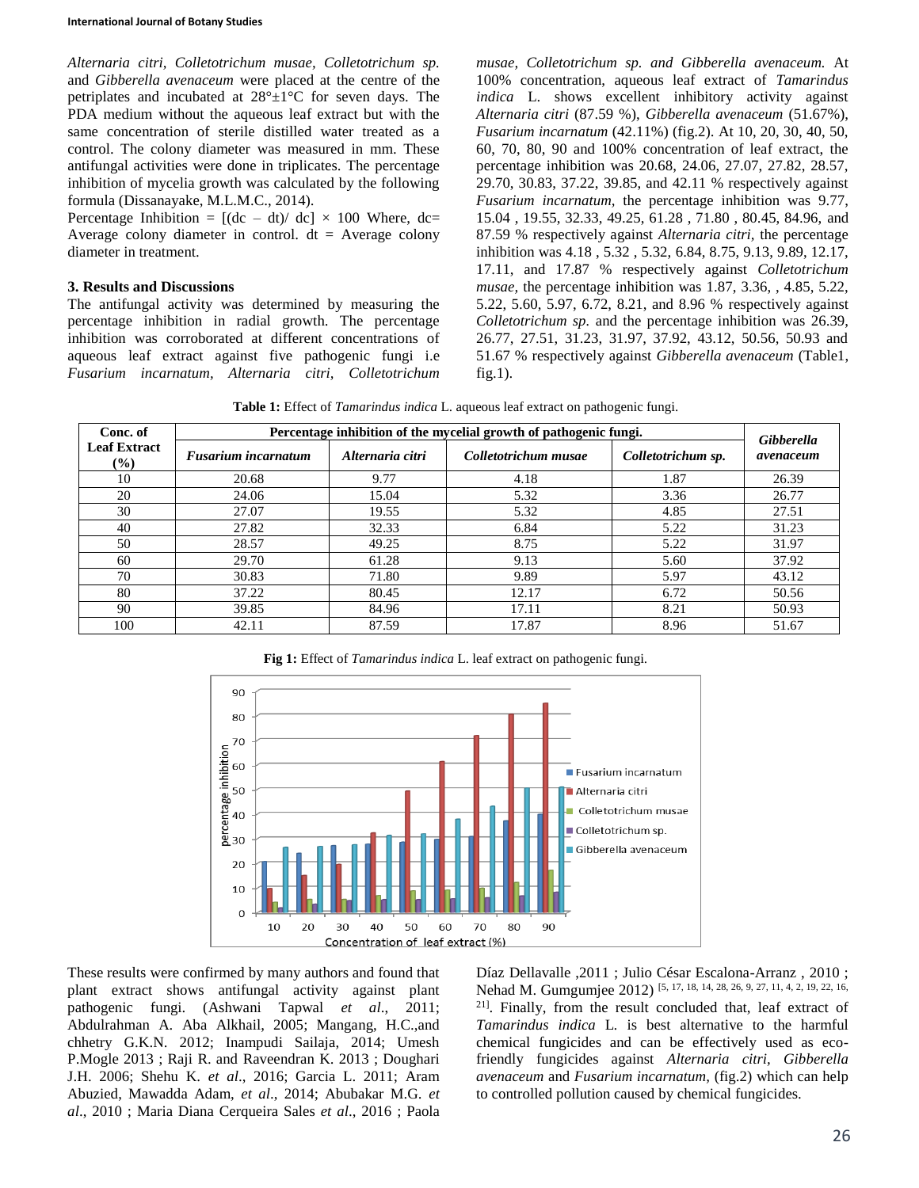*Alternaria citri, Colletotrichum musae, Colletotrichum sp.* and *Gibberella avenaceum* were placed at the centre of the petriplates and incubated at 28°±1°C for seven days. The PDA medium without the aqueous leaf extract but with the same concentration of sterile distilled water treated as a control. The colony diameter was measured in mm. These antifungal activities were done in triplicates. The percentage inhibition of mycelia growth was calculated by the following formula (Dissanayake, M.L.M.C., 2014).

Percentage Inhibition = $[(dc - dt)/ dc] \times 100$ Where, dc= Average colony diameter in control. dt = Average colony diameter in treatment.

### 3. Results and Discussions

The antifungal activity was determined by measuring the percentage inhibition in radial growth. The percentage inhibition was corroborated at different concentrations of aqueous leaf extract against five pathogenic fungi i.e *Fusarium incarnatum, Alternaria citri, Colletotrichum musae, Colletotrichum sp. and Gibberella avenaceum.* At 100% concentration, aqueous leaf extract of *Tamarindus indica* L. shows excellent inhibitory activity against *Alternaria citri* (87.59 %), *Gibberella avenaceum* (51.67%), *Fusarium incarnatum* (42.11%) (fig.2). At 10, 20, 30, 40, 50, 60, 70, 80, 90 and 100% concentration of leaf extract, the percentage inhibition was 20.68, 24.06, 27.07, 27.82, 28.57, 29.70, 30.83, 37.22, 39.85, and 42.11 % respectively against *Fusarium incarnatum,* the percentage inhibition was 9.77, 15.04 , 19.55, 32.33, 49.25, 61.28 , 71.80 , 80.45, 84.96, and 87.59 % respectively against *Alternaria citri,* the percentage inhibition was 4.18 , 5.32 , 5.32, 6.84, 8.75, 9.13, 9.89, 12.17, 17.11, and 17.87 % respectively against *Colletotrichum musae,* the percentage inhibition was 1.87, 3.36, , 4.85, 5.22, 5.22, 5.60, 5.97, 6.72, 8.21, and 8.96 % respectively against *Colletotrichum sp.* and the percentage inhibition was 26.39, 26.77, 27.51, 31.23, 31.97, 37.92, 43.12, 50.56, 50.93 and 51.67 % respectively against *Gibberella avenaceum* (Table1, fig.1).

**Table 1:** Effect of *Tamarindus indica* L. aqueous leaf extract on pathogenic fungi.

| Conc. of Leaf Extract (%) | Percentage inhibition of the mycelial growth of pathogenic fungi. | | | | |
|---|---|---|---|---|---|
| | *Fusarium incarnatum* | *Alternaria citri* | *Colletotrichum musae* | *Colletotrichum sp.* | *Gibberella avenaceum* |
| 10 | 20.68 | 9.77 | 4.18 | 1.87 | 26.39 |
| 20 | 24.06 | 15.04 | 5.32 | 3.36 | 26.77 |
| 30 | 27.07 | 19.55 | 5.32 | 4.85 | 27.51 |
| 40 | 27.82 | 32.33 | 6.84 | 5.22 | 31.23 |
| 50 | 28.57 | 49.25 | 8.75 | 5.22 | 31.97 |
| 60 | 29.70 | 61.28 | 9.13 | 5.60 | 37.92 |
| 70 | 30.83 | 71.80 | 9.89 | 5.97 | 43.12 |
| 80 | 37.22 | 80.45 | 12.17 | 6.72 | 50.56 |
| 90 | 39.85 | 84.96 | 17.11 | 8.21 | 50.93 |
| 100 | 42.11 | 87.59 | 17.87 | 8.96 | 51.67 |

**Fig 1:** Effect of *Tamarindus indica* L. leaf extract on pathogenic fungi.

These results were confirmed by many authors and found that plant extract shows antifungal activity against plant pathogenic fungi. (Ashwani Tapwal *et al*., 2011; Abdulrahman A. Aba Alkhail, 2005; Mangang, H.C.,and chhetry G.K.N. 2012; Inampudi Sailaja, 2014; Umesh P.Mogle 2013 ; Raji R. and Raveendran K. 2013 ; Doughari J.H. 2006; Shehu K. *et al*., 2016; Garcia L. 2011; Aram Abuzied, Mawadda Adam, *et al*., 2014; Abubakar M.G. *et al*., 2010 ; Maria Diana Cerqueira Sales *et al*., 2016 ; Paola Díaz Dellavalle ,2011 ; Julio César Escalona-Arranz , 2010 ; Nehad M. Gumgumjee 2012) [5, 17, 18, 14, 28, 26, 9, 27, 11, 4, 2, 19, 22, 16, 21]. Finally, from the result concluded that, leaf extract of *Tamarindus indica* L. is best alternative to the harmful chemical fungicides and can be effectively used as eco-friendly fungicides against *Alternaria citri, Gibberella avenaceum* and *Fusarium incarnatum,* (fig.2) which can help to controlled pollution caused by chemical fungicides.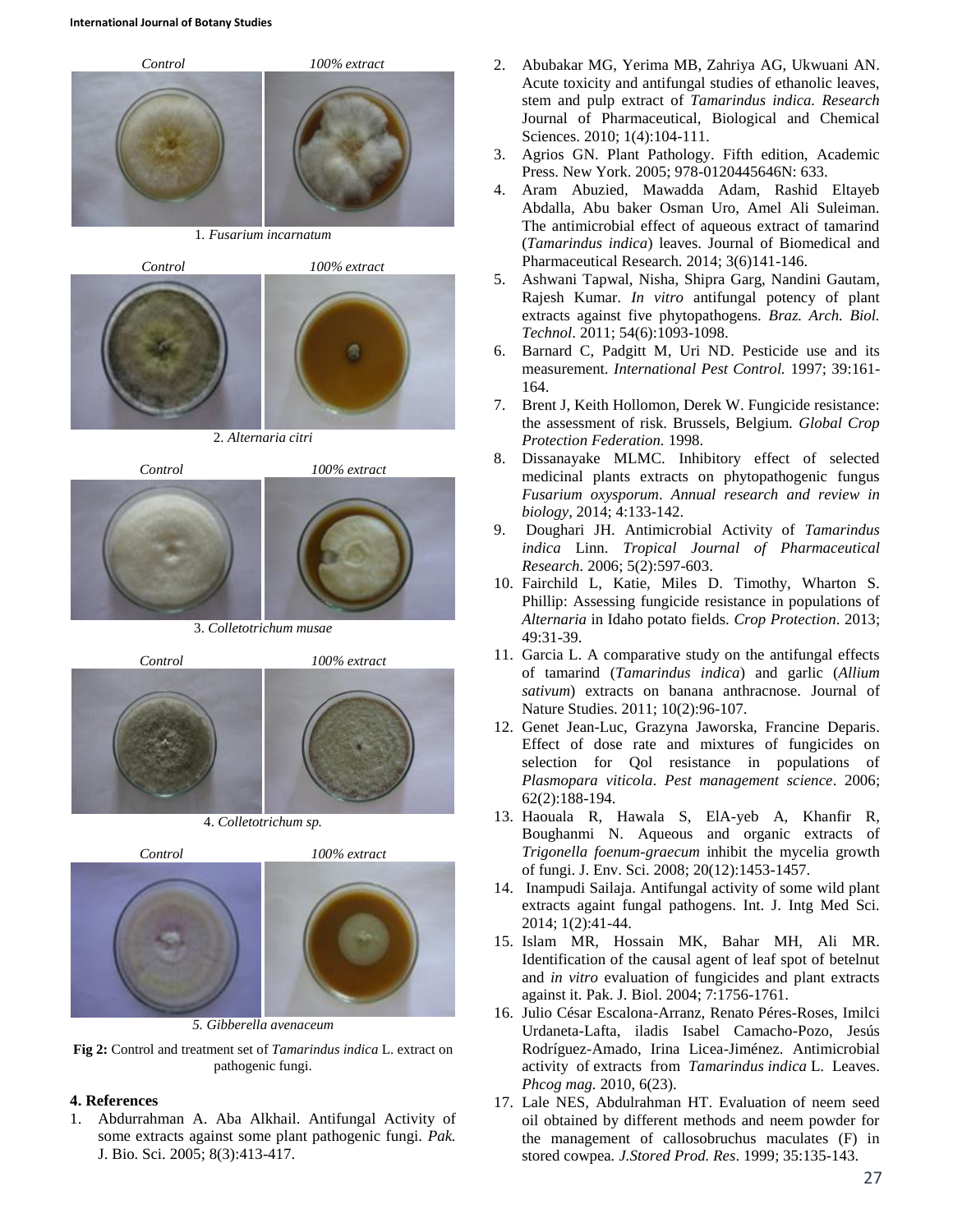Control 100% extract

1. *Fusarium incarnatum*

Control 100% extract

2. *Alternaria citri*

Control 100% extract

3. *Colletotrichum musae*

Control 100% extract

4. *Colletotrichum sp.*

Control 100% extract

*5. Gibberella avenaceum*

**Fig 2:** Control and treatment set of *Tamarindus indica* L. extract on pathogenic fungi.

## 4. References

1. Abdurrahman A. Aba Alkhail. Antifungal Activity of some extracts against some plant pathogenic fungi. *Pak.* J. Bio. Sci. 2005; 8(3):413-417.
2. Abubakar MG, Yerima MB, Zahriya AG, Ukwuani AN. Acute toxicity and antifungal studies of ethanolic leaves, stem and pulp extract of *Tamarindus indica. Research* Journal of Pharmaceutical, Biological and Chemical Sciences. 2010; 1(4):104-111.
3. Agrios GN. Plant Pathology. Fifth edition, Academic Press. New York. 2005; 978-0120445646N: 633.
4. Aram Abuzied, Mawadda Adam, Rashid Eltayeb Abdalla, Abu baker Osman Uro, Amel Ali Suleiman. The antimicrobial effect of aqueous extract of tamarind (*Tamarindus indica*) leaves. Journal of Biomedical and Pharmaceutical Research. 2014; 3(6)141-146.
5. Ashwani Tapwal, Nisha, Shipra Garg, Nandini Gautam, Rajesh Kumar. *In vitro* antifungal potency of plant extracts against five phytopathogens. *Braz. Arch. Biol. Technol*. 2011; 54(6):1093-1098.
6. Barnard C, Padgitt M, Uri ND. Pesticide use and its measurement. *International Pest Control.* 1997; 39:161-164.
7. Brent J, Keith Hollomon, Derek W. Fungicide resistance: the assessment of risk. Brussels, Belgium. *Global Crop Protection Federation.* 1998.
8. Dissanayake MLMC. Inhibitory effect of selected medicinal plants extracts on phytopathogenic fungus *Fusarium oxysporum*. *Annual research and review in biology*, 2014; 4:133-142.
9. Doughari JH. Antimicrobial Activity of *Tamarindus indica* Linn. *Tropical Journal of Pharmaceutical Research*. 2006; 5(2):597-603.
10. Fairchild L, Katie, Miles D. Timothy, Wharton S. Phillip: Assessing fungicide resistance in populations of *Alternaria* in Idaho potato fields. *Crop Protection*. 2013; 49:31-39.
11. Garcia L. A comparative study on the antifungal effects of tamarind (*Tamarindus indica*) and garlic (*Allium sativum*) extracts on banana anthracnose. Journal of Nature Studies. 2011; 10(2):96-107.
12. Genet Jean-Luc, Grazyna Jaworska, Francine Deparis. Effect of dose rate and mixtures of fungicides on selection for QoI resistance in populations of *Plasmopara viticola*. *Pest management science*. 2006; 62(2):188-194.
13. Haouala R, Hawala S, ElA-yeb A, Khanfir R, Boughanmi N. Aqueous and organic extracts of *Trigonella foenum-graecum* inhibit the mycelia growth of fungi. J. Env. Sci. 2008; 20(12):1453-1457.
14. Inampudi Sailaja. Antifungal activity of some wild plant extracts againt fungal pathogens. Int. J. Intg Med Sci. 2014; 1(2):41-44.
15. Islam MR, Hossain MK, Bahar MH, Ali MR. Identification of the causal agent of leaf spot of betelnut and *in vitro* evaluation of fungicides and plant extracts against it. Pak. J. Biol. 2004; 7:1756-1761.
16. Julio César Escalona-Arranz, Renato Péres-Roses, Imilci Urdaneta-Lafta, iladis Isabel Camacho-Pozo, Jesús Rodríguez-Amado, Irina Licea-Jiménez. Antimicrobial activity of extracts from *Tamarindus indica* L. Leaves. *Phcog mag.* 2010, 6(23).
17. Lale NES, Abdulrahman HT. Evaluation of neem seed oil obtained by different methods and neem powder for the management of callosobruchus maculates (F) in stored cowpea*. J.Stored Prod. Res*. 1999; 35:135-143.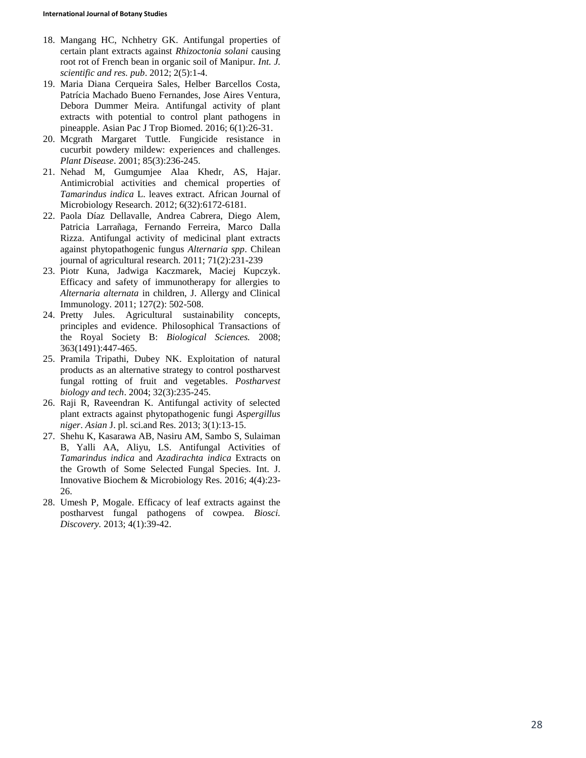18. Mangang HC, Nchhetry GK. Antifungal properties of certain plant extracts against *Rhizoctonia solani* causing root rot of French bean in organic soil of Manipur. *Int. J. scientific and res. pub*. 2012; 2(5):1-4.
19. Maria Diana Cerqueira Sales, Helber Barcellos Costa, Patrícia Machado Bueno Fernandes, Jose Aires Ventura, Debora Dummer Meira. Antifungal activity of plant extracts with potential to control plant pathogens in pineapple. Asian Pac J Trop Biomed. 2016; 6(1):26-31.
20. Mcgrath Margaret Tuttle. Fungicide resistance in cucurbit powdery mildew: experiences and challenges. *Plant Disease*. 2001; 85(3):236-245.
21. Nehad M, Gumgumjee Alaa Khedr, AS, Hajar. Antimicrobial activities and chemical properties of *Tamarindus indica* L. leaves extract. African Journal of Microbiology Research. 2012; 6(32):6172-6181.
22. Paola Díaz Dellavalle, Andrea Cabrera, Diego Alem, Patricia Larrañaga, Fernando Ferreira, Marco Dalla Rizza. Antifungal activity of medicinal plant extracts against phytopathogenic fungus *Alternaria spp*. Chilean journal of agricultural research. 2011; 71(2):231-239
23. Piotr Kuna, Jadwiga Kaczmarek, Maciej Kupczyk. Efficacy and safety of immunotherapy for allergies to *Alternaria alternata* in children, J. Allergy and Clinical Immunology. 2011; 127(2): 502-508.
24. Pretty Jules. Agricultural sustainability concepts, principles and evidence. Philosophical Transactions of the Royal Society B: *Biological Sciences.* 2008; 363(1491):447-465.
25. Pramila Tripathi, Dubey NK. Exploitation of natural products as an alternative strategy to control postharvest fungal rotting of fruit and vegetables. *Postharvest biology and tech*. 2004; 32(3):235-245.
26. Raji R, Raveendran K. Antifungal activity of selected plant extracts against phytopathogenic fungi *Aspergillus niger*. *Asian* J. pl. sci.and Res. 2013; 3(1):13-15.
27. Shehu K, Kasarawa AB, Nasiru AM, Sambo S, Sulaiman B, Yalli AA, Aliyu, LS. Antifungal Activities of *Tamarindus indica* and *Azadirachta indica* Extracts on the Growth of Some Selected Fungal Species. Int. J. Innovative Biochem & Microbiology Res. 2016; 4(4):23-26.
28. Umesh P, Mogale. Efficacy of leaf extracts against the postharvest fungal pathogens of cowpea. *Biosci. Discovery*. 2013; 4(1):39-42.